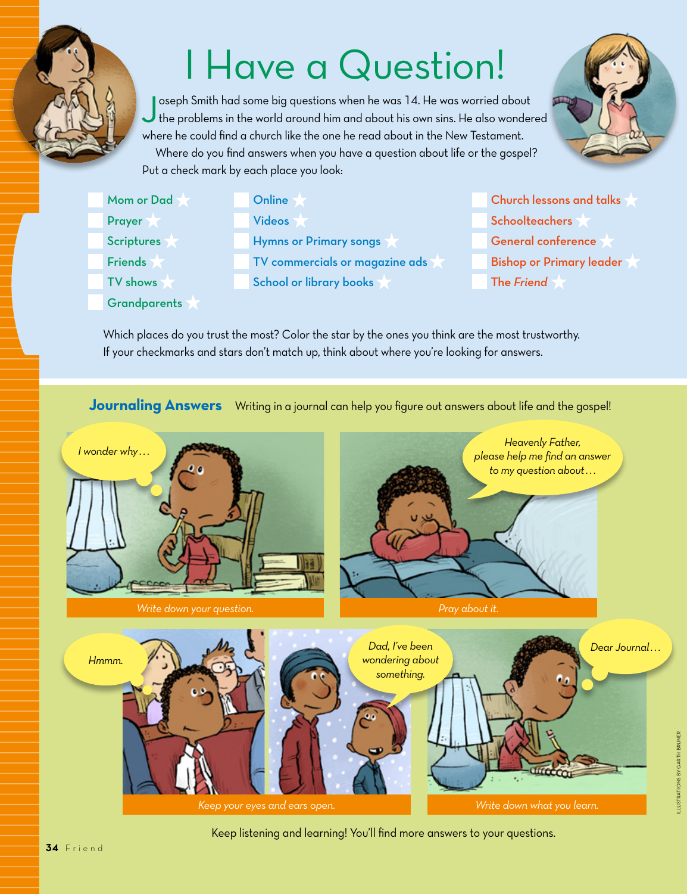# I Have a Question!

Joseph Smith had some big questions when he was 14. He was worried about the problems in the world around him and about his own sins. He also wondered where he could find a church like the one he read about in the New Testament.

Where do you find answers when you have a question about life or the gospel? Put a check mark by each place you look:

- Mom or Dad ☆
- Prayer ☆
- Scriptures ☆
- Friends ☆
- TV shows ☆
- Grandparents ☆
- Online ☆
- Videos ☆
- Hymns or Primary songs ☆
- TV commercials or magazine ads ☆
- School or library books ☆
- Church lessons and talks ☆
- Schoolteachers ☆
- General conference ☆
- Bishop or Primary leader ☆
- The *Friend* ☆

Which places do you trust the most? Color the star by the ones you think are the most trustworthy. If your checkmarks and stars don't match up, think about where you're looking for answers.

## Journaling Answers

Writing in a journal can help you figure out answers about life and the gospel!

*I wonder why . . .*

*Write down your question.*

*Heavenly Father, please help me find an answer to my question about . . .*

*Pray about it.*

*Hmmm.*

*Dad, I've been wondering about something.*

*Keep your eyes and ears open.*

*Dear Journal . . .*

*Write down what you learn.*

Keep listening and learning! You'll find more answers to your questions.

ILLUSTRATIONS BY GARTH BRUNER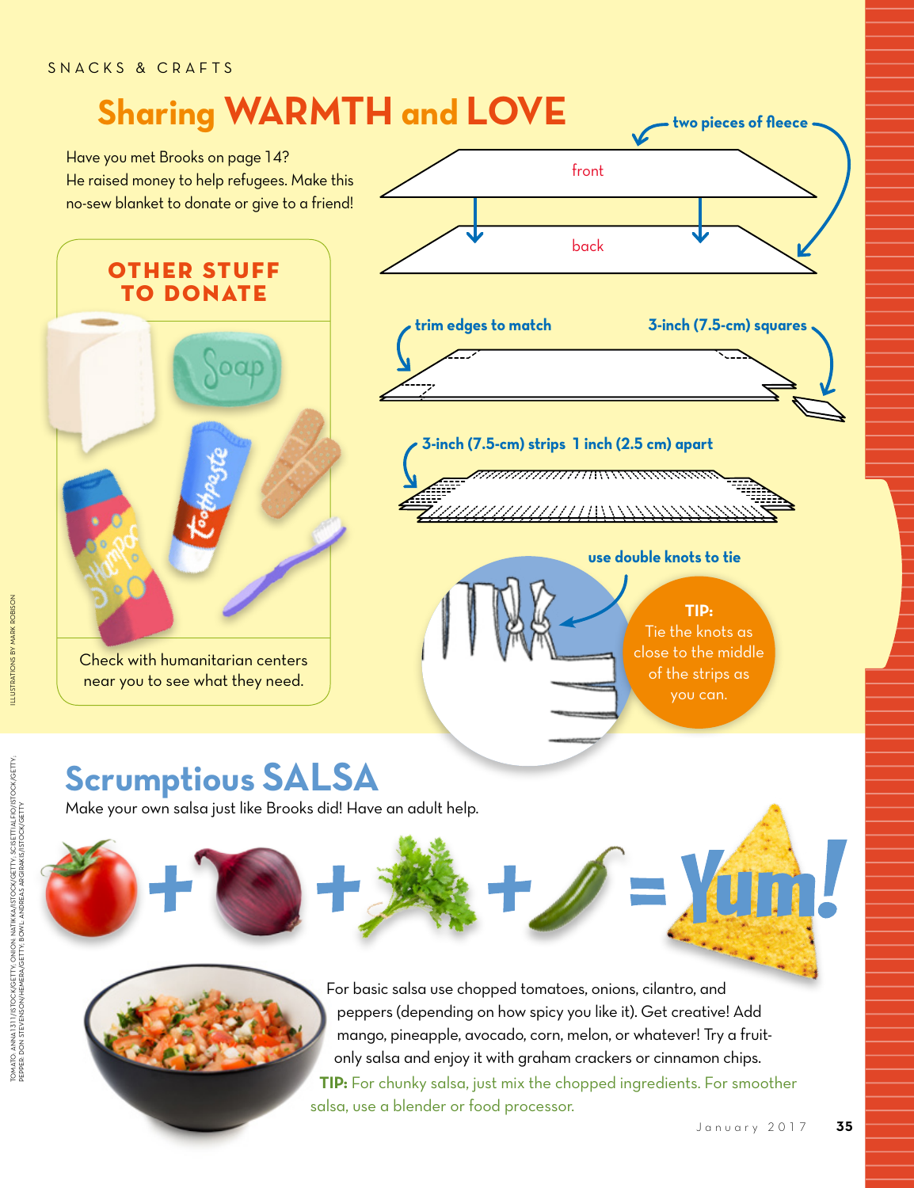SNACKS & CRAFTS

# Sharing WARMTH and LOVE

Have you met Brooks on page 14? He raised money to help refugees. Make this no-sew blanket to donate or give to a friend!

two pieces of fleece

front

back

trim edges to match

3-inch (7.5-cm) squares

3-inch (7.5-cm) strips 1 inch (2.5 cm) apart

use double knots to tie

**TIP:** Tie the knots as close to the middle of the strips as you can.

## OTHER STUFF TO DONATE

Check with humanitarian centers near you to see what they need.

# Scrumptious SALSA

Make your own salsa just like Brooks did! Have an adult help.

+ + + = Yum!

For basic salsa use chopped tomatoes, onions, cilantro, and peppers (depending on how spicy you like it). Get creative! Add mango, pineapple, avocado, corn, melon, or whatever! Try a fruit-only salsa and enjoy it with graham crackers or cinnamon chips.

**TIP:** For chunky salsa, just mix the chopped ingredients. For smoother salsa, use a blender or food processor.

ILLUSTRATIONS BY MARK ROBSON

TOMATO: ANNA1311/ISTOCK/GETTY; ONION: NATIKKA/ISTOCK/GETTY; SCISETTIALFIO/ISTOCK/GETTY; PEPPER: DON STEVENSON/HEMERA/GETTY; BOWL: ANDREAS ARGIRAKIS/ISTOCK/GETTY